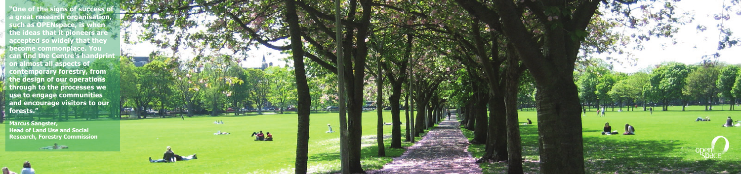**"One of the signs of success of a great research organisation, such as OPENspace, is when the ideas that it pioneers are accepted so widely that they become commonplace. You can find the Centre's handprint on almost all aspects of contemporary forestry, from the design of our operations through to the processes we use to engage communities and encourage visitors to our forests."**

**Marcus Sangster, Head of Land Use and Social Research, Forestry Commission**

open space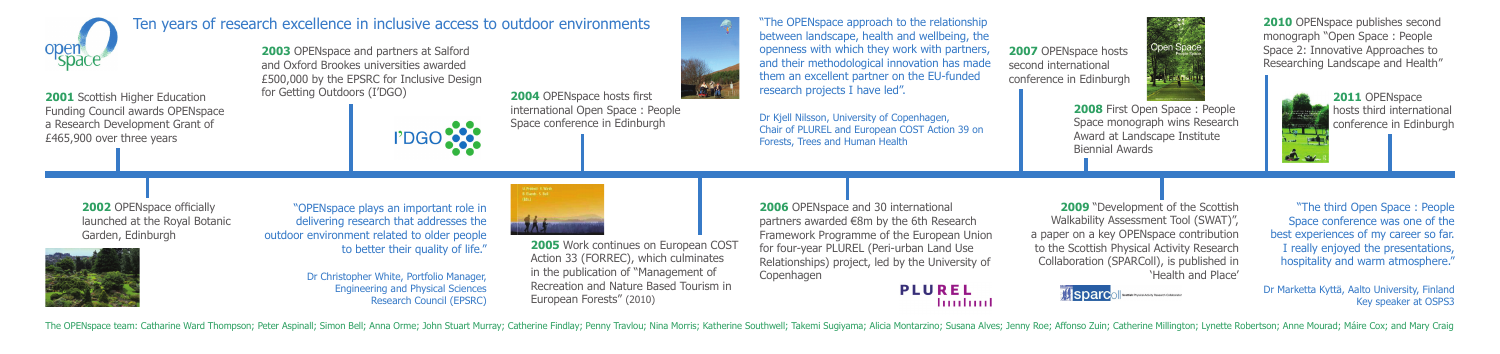# Ten years of research excellence in inclusive access to outdoor environments

**2001** Scottish Higher Education Funding Council awards OPENspace a Research Development Grant of £465,900 over three years

**2002** OPENspace officially launched at the Royal Botanic Garden, Edinburgh

**2003** OPENspace and partners at Salford and Oxford Brookes universities awarded £500,000 by the EPSRC for Inclusive Design for Getting Outdoors (I'DGO)

"OPENspace plays an important role in delivering research that addresses the outdoor environment related to older people to better their quality of life."

Dr Christopher White, Portfolio Manager, Engineering and Physical Sciences Research Council (EPSRC)

**2004** OPENspace hosts first international Open Space : People Space conference in Edinburgh

**2005** Work continues on European COST Action 33 (FORREC), which culminates in the publication of "Management of Recreation and Nature Based Tourism in European Forests" (2010)

"The OPENspace approach to the relationship between landscape, health and wellbeing, the openness with which they work with partners, and their methodological innovation has made them an excellent partner on the EU-funded research projects I have led".

Dr Kjell Nilsson, University of Copenhagen, Chair of PLUREL and European COST Action 39 on Forests, Trees and Human Health

**2006** OPENspace and 30 international partners awarded €8m by the 6th Research Framework Programme of the European Union for four-year PLUREL (Peri-urban Land Use Relationships) project, led by the University of Copenhagen

**2007** OPENspace hosts second international conference in Edinburgh

**2008** First Open Space : People Space monograph wins Research Award at Landscape Institute Biennial Awards

**2009** "Development of the Scottish Walkability Assessment Tool (SWAT)", a paper on a key OPENspace contribution to the Scottish Physical Activity Research Collaboration (SPARColl), is published in 'Health and Place'

**2010** OPENspace publishes second monograph "Open Space : People Space 2: Innovative Approaches to Researching Landscape and Health"

**2011** OPENspace hosts third international conference in Edinburgh

"The third Open Space : People Space conference was one of the best experiences of my career so far. I really enjoyed the presentations, hospitality and warm atmosphere."

Dr Marketta Kyttä, Aalto University, Finland Key speaker at OSPS3

The OPENspace team: Catharine Ward Thompson; Peter Aspinall; Simon Bell; Anna Orme; John Stuart Murray; Catherine Findlay; Penny Travlou; Nina Morris; Katherine Southwell; Takemi Sugiyama; Alicia Montarzino; Susana Alves; Jenny Roe; Affonso Zuin; Catherine Millington; Lynette Robertson; Anne Mourad; Máire Cox; and Mary Craig